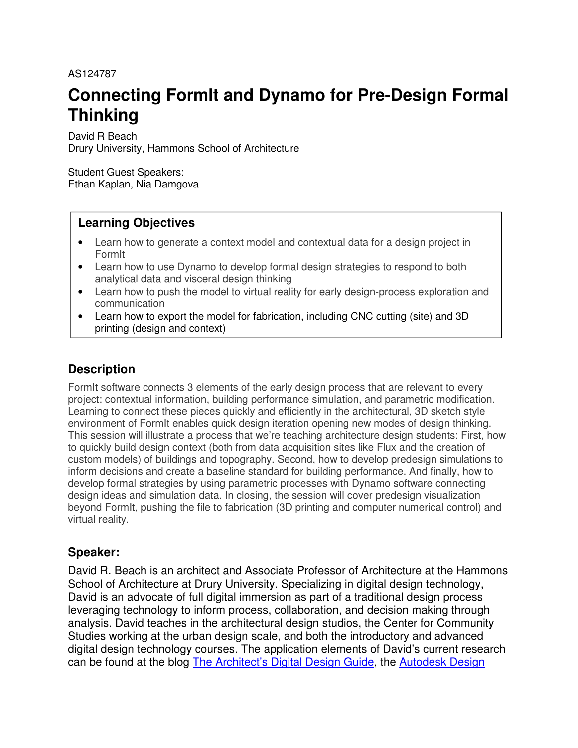AS124787

# Connecting FormIt and Dynamo for Pre-Design Formal Thinking

David R Beach
Drury University, Hammons School of Architecture

Student Guest Speakers:
Ethan Kaplan, Nia Damgova

## Learning Objectives

- Learn how to generate a context model and contextual data for a design project in FormIt
- Learn how to use Dynamo to develop formal design strategies to respond to both analytical data and visceral design thinking
- Learn how to push the model to virtual reality for early design-process exploration and communication
- Learn how to export the model for fabrication, including CNC cutting (site) and 3D printing (design and context)

## Description

FormIt software connects 3 elements of the early design process that are relevant to every project: contextual information, building performance simulation, and parametric modification. Learning to connect these pieces quickly and efficiently in the architectural, 3D sketch style environment of FormIt enables quick design iteration opening new modes of design thinking. This session will illustrate a process that we're teaching architecture design students: First, how to quickly build design context (both from data acquisition sites like Flux and the creation of custom models) of buildings and topography. Second, how to develop predesign simulations to inform decisions and create a baseline standard for building performance. And finally, how to develop formal strategies by using parametric processes with Dynamo software connecting design ideas and simulation data. In closing, the session will cover predesign visualization beyond FormIt, pushing the file to fabrication (3D printing and computer numerical control) and virtual reality.

## Speaker:

David R. Beach is an architect and Associate Professor of Architecture at the Hammons School of Architecture at Drury University. Specializing in digital design technology, David is an advocate of full digital immersion as part of a traditional design process leveraging technology to inform process, collaboration, and decision making through analysis. David teaches in the architectural design studios, the Center for Community Studies working at the urban design scale, and both the introductory and advanced digital design technology courses. The application elements of David's current research can be found at the blog [The Architect's Digital Design Guide], the [Autodesk Design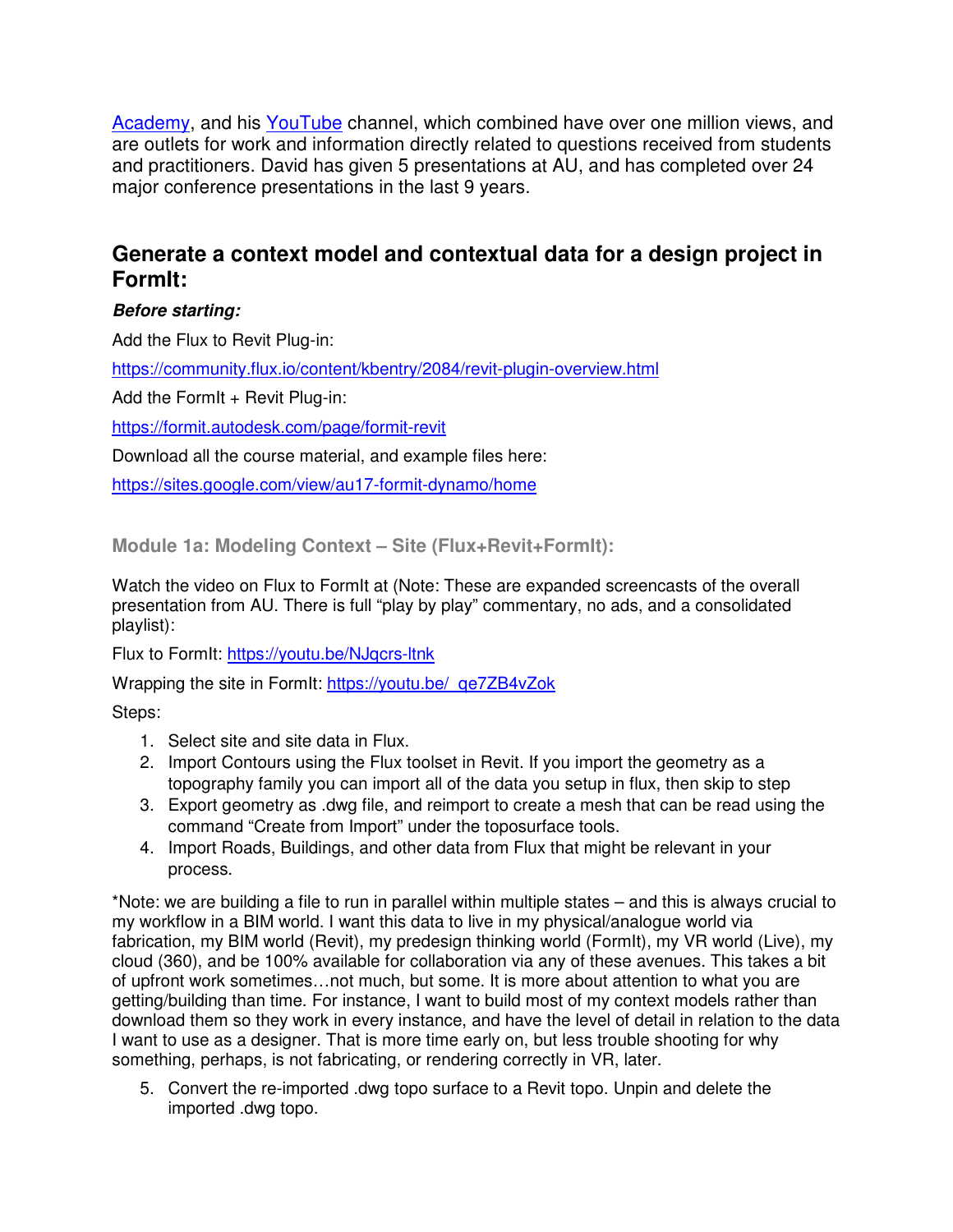[Academy](#), and his [YouTube](#) channel, which combined have over one million views, and are outlets for work and information directly related to questions received from students and practitioners. David has given 5 presentations at AU, and has completed over 24 major conference presentations in the last 9 years.

## Generate a context model and contextual data for a design project in FormIt:

***Before starting:***

Add the Flux to Revit Plug-in:

https://community.flux.io/content/kbentry/2084/revit-plugin-overview.html

Add the FormIt + Revit Plug-in:

https://formit.autodesk.com/page/formit-revit

Download all the course material, and example files here:

https://sites.google.com/view/au17-formit-dynamo/home

### Module 1a: Modeling Context – Site (Flux+Revit+FormIt):

Watch the video on Flux to FormIt at (Note: These are expanded screencasts of the overall presentation from AU. There is full "play by play" commentary, no ads, and a consolidated playlist):

Flux to FormIt: https://youtu.be/NJqcrs-ltnk

Wrapping the site in FormIt: https://youtu.be/_qe7ZB4vZok

Steps:

1. Select site and site data in Flux.
2. Import Contours using the Flux toolset in Revit. If you import the geometry as a topography family you can import all of the data you setup in flux, then skip to step
3. Export geometry as .dwg file, and reimport to create a mesh that can be read using the command "Create from Import" under the toposurface tools.
4. Import Roads, Buildings, and other data from Flux that might be relevant in your process.

*Note: we are building a file to run in parallel within multiple states – and this is always crucial to my workflow in a BIM world. I want this data to live in my physical/analogue world via fabrication, my BIM world (Revit), my predesign thinking world (FormIt), my VR world (Live), my cloud (360), and be 100% available for collaboration via any of these avenues. This takes a bit of upfront work sometimes…not much, but some. It is more about attention to what you are getting/building than time. For instance, I want to build most of my context models rather than download them so they work in every instance, and have the level of detail in relation to the data I want to use as a designer. That is more time early on, but less trouble shooting for why something, perhaps, is not fabricating, or rendering correctly in VR, later.

5. Convert the re-imported .dwg topo surface to a Revit topo. Unpin and delete the imported .dwg topo.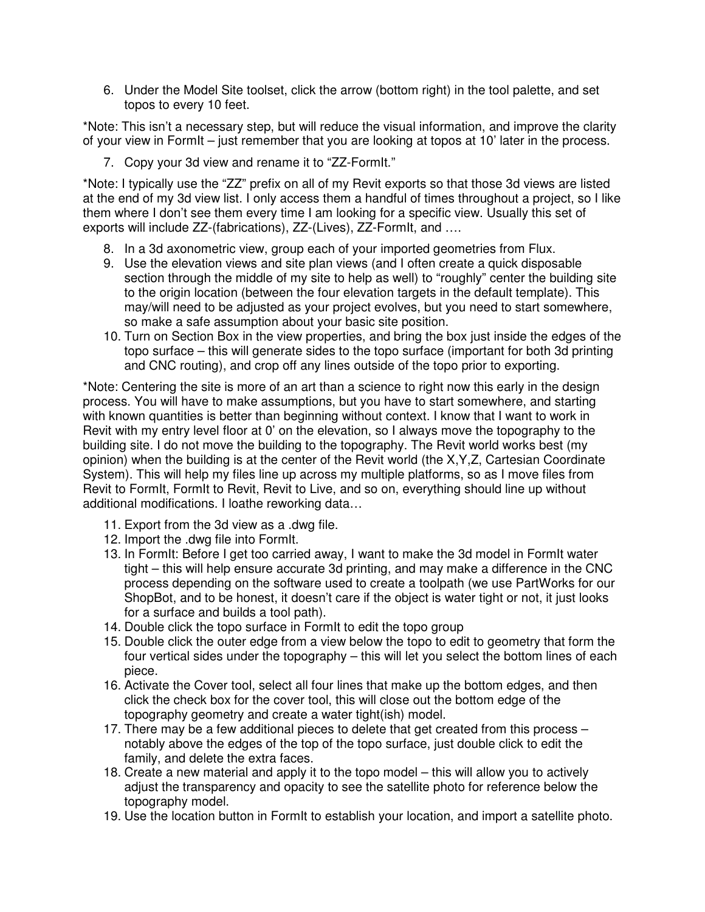6. Under the Model Site toolset, click the arrow (bottom right) in the tool palette, and set topos to every 10 feet.

*Note: This isn't a necessary step, but will reduce the visual information, and improve the clarity of your view in FormIt – just remember that you are looking at topos at 10' later in the process.

7. Copy your 3d view and rename it to "ZZ-FormIt."

*Note: I typically use the "ZZ" prefix on all of my Revit exports so that those 3d views are listed at the end of my 3d view list. I only access them a handful of times throughout a project, so I like them where I don't see them every time I am looking for a specific view. Usually this set of exports will include ZZ-(fabrications), ZZ-(Lives), ZZ-FormIt, and ….

8. In a 3d axonometric view, group each of your imported geometries from Flux.
9. Use the elevation views and site plan views (and I often create a quick disposable section through the middle of my site to help as well) to "roughly" center the building site to the origin location (between the four elevation targets in the default template). This may/will need to be adjusted as your project evolves, but you need to start somewhere, so make a safe assumption about your basic site position.
10. Turn on Section Box in the view properties, and bring the box just inside the edges of the topo surface – this will generate sides to the topo surface (important for both 3d printing and CNC routing), and crop off any lines outside of the topo prior to exporting.

*Note: Centering the site is more of an art than a science to right now this early in the design process. You will have to make assumptions, but you have to start somewhere, and starting with known quantities is better than beginning without context. I know that I want to work in Revit with my entry level floor at 0' on the elevation, so I always move the topography to the building site. I do not move the building to the topography. The Revit world works best (my opinion) when the building is at the center of the Revit world (the X,Y,Z, Cartesian Coordinate System). This will help my files line up across my multiple platforms, so as I move files from Revit to FormIt, FormIt to Revit, Revit to Live, and so on, everything should line up without additional modifications. I loathe reworking data…

11. Export from the 3d view as a .dwg file.
12. Import the .dwg file into FormIt.
13. In FormIt: Before I get too carried away, I want to make the 3d model in FormIt water tight – this will help ensure accurate 3d printing, and may make a difference in the CNC process depending on the software used to create a toolpath (we use PartWorks for our ShopBot, and to be honest, it doesn't care if the object is water tight or not, it just looks for a surface and builds a tool path).
14. Double click the topo surface in FormIt to edit the topo group
15. Double click the outer edge from a view below the topo to edit to geometry that form the four vertical sides under the topography – this will let you select the bottom lines of each piece.
16. Activate the Cover tool, select all four lines that make up the bottom edges, and then click the check box for the cover tool, this will close out the bottom edge of the topography geometry and create a water tight(ish) model.
17. There may be a few additional pieces to delete that get created from this process – notably above the edges of the top of the topo surface, just double click to edit the family, and delete the extra faces.
18. Create a new material and apply it to the topo model – this will allow you to actively adjust the transparency and opacity to see the satellite photo for reference below the topography model.
19. Use the location button in FormIt to establish your location, and import a satellite photo.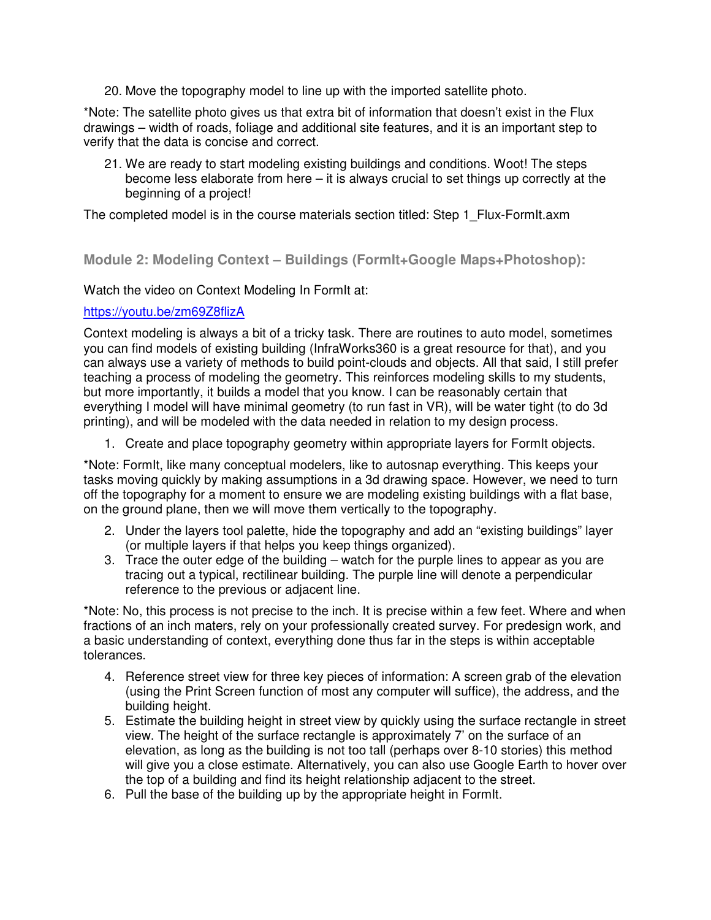20. Move the topography model to line up with the imported satellite photo.

*Note: The satellite photo gives us that extra bit of information that doesn't exist in the Flux drawings – width of roads, foliage and additional site features, and it is an important step to verify that the data is concise and correct.

21. We are ready to start modeling existing buildings and conditions. Woot! The steps become less elaborate from here – it is always crucial to set things up correctly at the beginning of a project!

The completed model is in the course materials section titled: Step 1_Flux-FormIt.axm

## Module 2: Modeling Context – Buildings (FormIt+Google Maps+Photoshop):

Watch the video on Context Modeling In FormIt at:

[https://youtu.be/zm69Z8flizA](https://youtu.be/zm69Z8flizA)

Context modeling is always a bit of a tricky task. There are routines to auto model, sometimes you can find models of existing building (InfraWorks360 is a great resource for that), and you can always use a variety of methods to build point-clouds and objects. All that said, I still prefer teaching a process of modeling the geometry. This reinforces modeling skills to my students, but more importantly, it builds a model that you know. I can be reasonably certain that everything I model will have minimal geometry (to run fast in VR), will be water tight (to do 3d printing), and will be modeled with the data needed in relation to my design process.

1. Create and place topography geometry within appropriate layers for FormIt objects.

*Note: FormIt, like many conceptual modelers, like to autosnap everything. This keeps your tasks moving quickly by making assumptions in a 3d drawing space. However, we need to turn off the topography for a moment to ensure we are modeling existing buildings with a flat base, on the ground plane, then we will move them vertically to the topography.

2. Under the layers tool palette, hide the topography and add an "existing buildings" layer (or multiple layers if that helps you keep things organized).
3. Trace the outer edge of the building – watch for the purple lines to appear as you are tracing out a typical, rectilinear building. The purple line will denote a perpendicular reference to the previous or adjacent line.

*Note: No, this process is not precise to the inch. It is precise within a few feet. Where and when fractions of an inch maters, rely on your professionally created survey. For predesign work, and a basic understanding of context, everything done thus far in the steps is within acceptable tolerances.

4. Reference street view for three key pieces of information: A screen grab of the elevation (using the Print Screen function of most any computer will suffice), the address, and the building height.
5. Estimate the building height in street view by quickly using the surface rectangle in street view. The height of the surface rectangle is approximately 7' on the surface of an elevation, as long as the building is not too tall (perhaps over 8-10 stories) this method will give you a close estimate. Alternatively, you can also use Google Earth to hover over the top of a building and find its height relationship adjacent to the street.
6. Pull the base of the building up by the appropriate height in FormIt.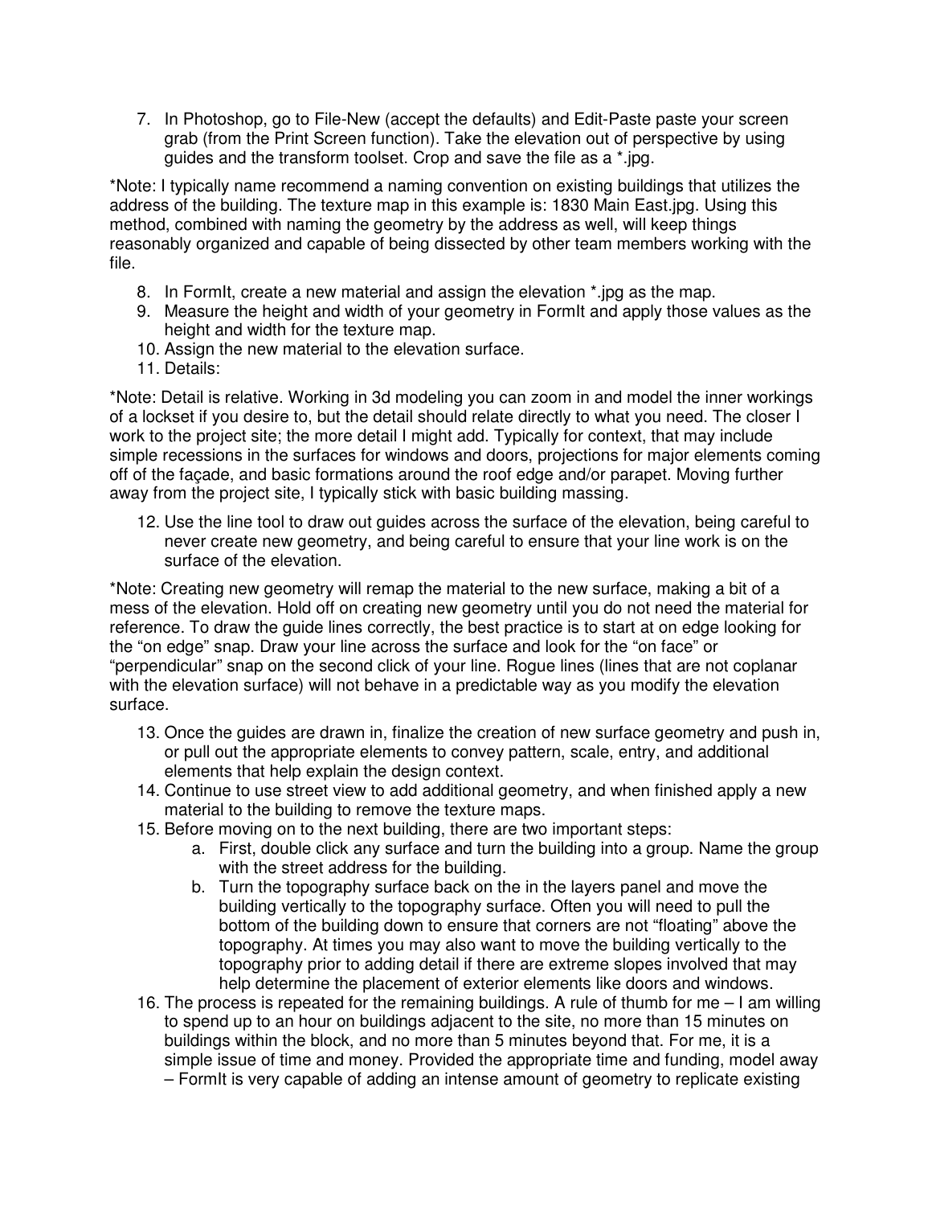7. In Photoshop, go to File-New (accept the defaults) and Edit-Paste paste your screen grab (from the Print Screen function). Take the elevation out of perspective by using guides and the transform toolset. Crop and save the file as a *.jpg.

*Note: I typically name recommend a naming convention on existing buildings that utilizes the address of the building. The texture map in this example is: 1830 Main East.jpg. Using this method, combined with naming the geometry by the address as well, will keep things reasonably organized and capable of being dissected by other team members working with the file.

8. In FormIt, create a new material and assign the elevation *.jpg as the map.
9. Measure the height and width of your geometry in FormIt and apply those values as the height and width for the texture map.
10. Assign the new material to the elevation surface.
11. Details:

*Note: Detail is relative. Working in 3d modeling you can zoom in and model the inner workings of a lockset if you desire to, but the detail should relate directly to what you need. The closer I work to the project site; the more detail I might add. Typically for context, that may include simple recessions in the surfaces for windows and doors, projections for major elements coming off of the façade, and basic formations around the roof edge and/or parapet. Moving further away from the project site, I typically stick with basic building massing.

12. Use the line tool to draw out guides across the surface of the elevation, being careful to never create new geometry, and being careful to ensure that your line work is on the surface of the elevation.

*Note: Creating new geometry will remap the material to the new surface, making a bit of a mess of the elevation. Hold off on creating new geometry until you do not need the material for reference. To draw the guide lines correctly, the best practice is to start at on edge looking for the "on edge" snap. Draw your line across the surface and look for the "on face" or "perpendicular" snap on the second click of your line. Rogue lines (lines that are not coplanar with the elevation surface) will not behave in a predictable way as you modify the elevation surface.

13. Once the guides are drawn in, finalize the creation of new surface geometry and push in, or pull out the appropriate elements to convey pattern, scale, entry, and additional elements that help explain the design context.
14. Continue to use street view to add additional geometry, and when finished apply a new material to the building to remove the texture maps.
15. Before moving on to the next building, there are two important steps:
    a. First, double click any surface and turn the building into a group. Name the group with the street address for the building.
    b. Turn the topography surface back on the in the layers panel and move the building vertically to the topography surface. Often you will need to pull the bottom of the building down to ensure that corners are not "floating" above the topography. At times you may also want to move the building vertically to the topography prior to adding detail if there are extreme slopes involved that may help determine the placement of exterior elements like doors and windows.
16. The process is repeated for the remaining buildings. A rule of thumb for me – I am willing to spend up to an hour on buildings adjacent to the site, no more than 15 minutes on buildings within the block, and no more than 5 minutes beyond that. For me, it is a simple issue of time and money. Provided the appropriate time and funding, model away – FormIt is very capable of adding an intense amount of geometry to replicate existing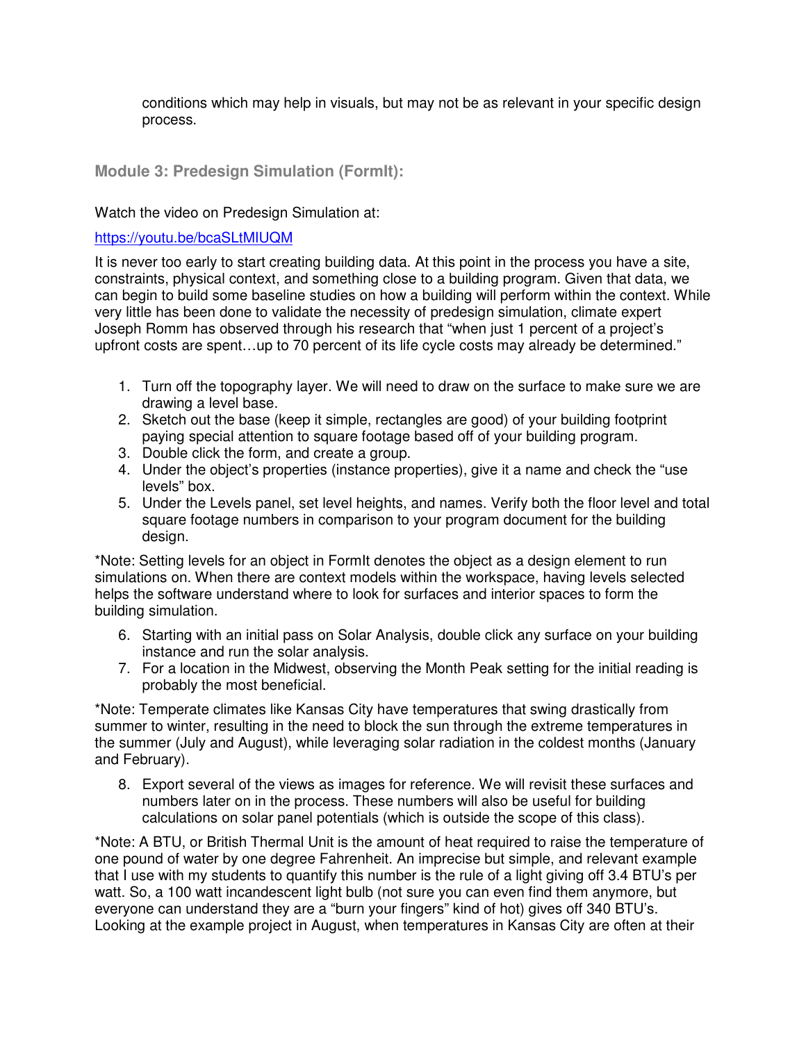conditions which may help in visuals, but may not be as relevant in your specific design process.

### Module 3: Predesign Simulation (FormIt):

Watch the video on Predesign Simulation at:

https://youtu.be/bcaSLtMIUQM

It is never too early to start creating building data. At this point in the process you have a site, constraints, physical context, and something close to a building program. Given that data, we can begin to build some baseline studies on how a building will perform within the context. While very little has been done to validate the necessity of predesign simulation, climate expert Joseph Romm has observed through his research that "when just 1 percent of a project's upfront costs are spent…up to 70 percent of its life cycle costs may already be determined."

1. Turn off the topography layer. We will need to draw on the surface to make sure we are drawing a level base.
2. Sketch out the base (keep it simple, rectangles are good) of your building footprint paying special attention to square footage based off of your building program.
3. Double click the form, and create a group.
4. Under the object's properties (instance properties), give it a name and check the "use levels" box.
5. Under the Levels panel, set level heights, and names. Verify both the floor level and total square footage numbers in comparison to your program document for the building design.

*Note: Setting levels for an object in FormIt denotes the object as a design element to run simulations on. When there are context models within the workspace, having levels selected helps the software understand where to look for surfaces and interior spaces to form the building simulation.

6. Starting with an initial pass on Solar Analysis, double click any surface on your building instance and run the solar analysis.
7. For a location in the Midwest, observing the Month Peak setting for the initial reading is probably the most beneficial.

*Note: Temperate climates like Kansas City have temperatures that swing drastically from summer to winter, resulting in the need to block the sun through the extreme temperatures in the summer (July and August), while leveraging solar radiation in the coldest months (January and February).

8. Export several of the views as images for reference. We will revisit these surfaces and numbers later on in the process. These numbers will also be useful for building calculations on solar panel potentials (which is outside the scope of this class).

*Note: A BTU, or British Thermal Unit is the amount of heat required to raise the temperature of one pound of water by one degree Fahrenheit. An imprecise but simple, and relevant example that I use with my students to quantify this number is the rule of a light giving off 3.4 BTU's per watt. So, a 100 watt incandescent light bulb (not sure you can even find them anymore, but everyone can understand they are a "burn your fingers" kind of hot) gives off 340 BTU's. Looking at the example project in August, when temperatures in Kansas City are often at their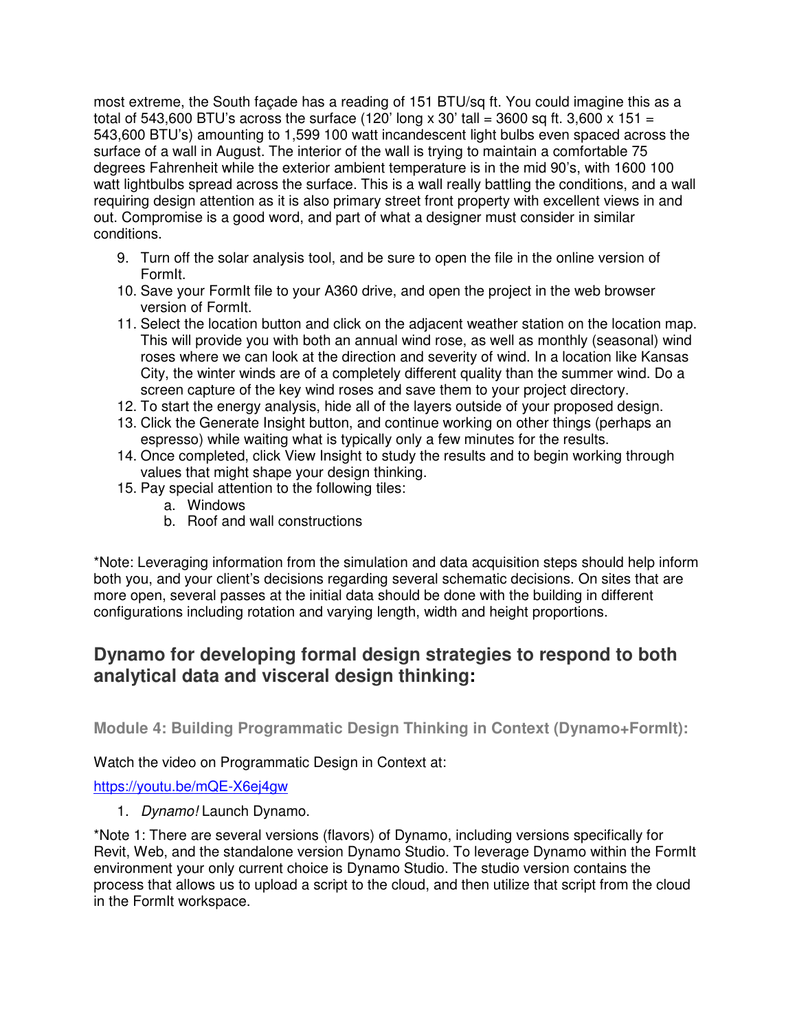most extreme, the South façade has a reading of 151 BTU/sq ft. You could imagine this as a total of 543,600 BTU's across the surface (120' long x 30' tall = 3600 sq ft. 3,600 x 151 = 543,600 BTU's) amounting to 1,599 100 watt incandescent light bulbs even spaced across the surface of a wall in August. The interior of the wall is trying to maintain a comfortable 75 degrees Fahrenheit while the exterior ambient temperature is in the mid 90's, with 1600 100 watt lightbulbs spread across the surface. This is a wall really battling the conditions, and a wall requiring design attention as it is also primary street front property with excellent views in and out. Compromise is a good word, and part of what a designer must consider in similar conditions.

9. Turn off the solar analysis tool, and be sure to open the file in the online version of FormIt.
10. Save your FormIt file to your A360 drive, and open the project in the web browser version of FormIt.
11. Select the location button and click on the adjacent weather station on the location map. This will provide you with both an annual wind rose, as well as monthly (seasonal) wind roses where we can look at the direction and severity of wind. In a location like Kansas City, the winter winds are of a completely different quality than the summer wind. Do a screen capture of the key wind roses and save them to your project directory.
12. To start the energy analysis, hide all of the layers outside of your proposed design.
13. Click the Generate Insight button, and continue working on other things (perhaps an espresso) while waiting what is typically only a few minutes for the results.
14. Once completed, click View Insight to study the results and to begin working through values that might shape your design thinking.
15. Pay special attention to the following tiles:
    a. Windows
    b. Roof and wall constructions

*Note: Leveraging information from the simulation and data acquisition steps should help inform both you, and your client's decisions regarding several schematic decisions. On sites that are more open, several passes at the initial data should be done with the building in different configurations including rotation and varying length, width and height proportions.

## Dynamo for developing formal design strategies to respond to both analytical data and visceral design thinking:

### Module 4: Building Programmatic Design Thinking in Context (Dynamo+FormIt):

Watch the video on Programmatic Design in Context at:

https://youtu.be/mQE-X6ej4gw

1. *Dynamo!* Launch Dynamo.

*Note 1: There are several versions (flavors) of Dynamo, including versions specifically for Revit, Web, and the standalone version Dynamo Studio. To leverage Dynamo within the FormIt environment your only current choice is Dynamo Studio. The studio version contains the process that allows us to upload a script to the cloud, and then utilize that script from the cloud in the FormIt workspace.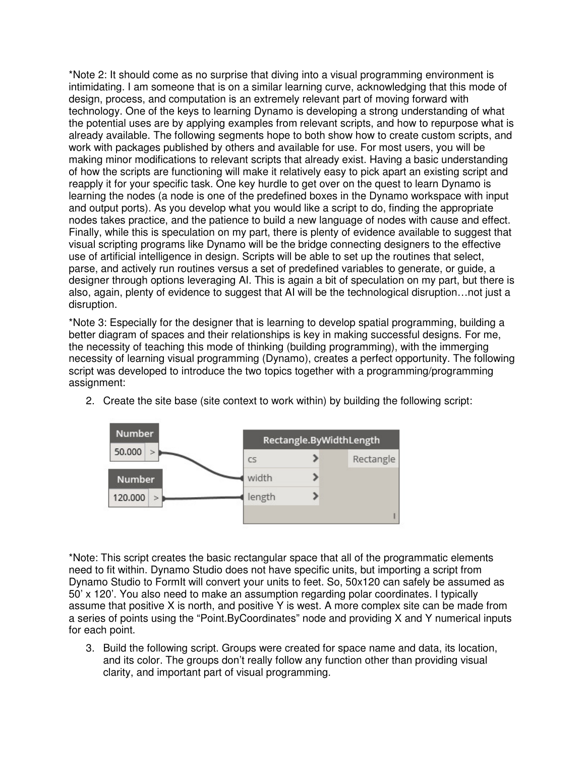*Note 2: It should come as no surprise that diving into a visual programming environment is intimidating. I am someone that is on a similar learning curve, acknowledging that this mode of design, process, and computation is an extremely relevant part of moving forward with technology. One of the keys to learning Dynamo is developing a strong understanding of what the potential uses are by applying examples from relevant scripts, and how to repurpose what is already available. The following segments hope to both show how to create custom scripts, and work with packages published by others and available for use. For most users, you will be making minor modifications to relevant scripts that already exist. Having a basic understanding of how the scripts are functioning will make it relatively easy to pick apart an existing script and reapply it for your specific task. One key hurdle to get over on the quest to learn Dynamo is learning the nodes (a node is one of the predefined boxes in the Dynamo workspace with input and output ports). As you develop what you would like a script to do, finding the appropriate nodes takes practice, and the patience to build a new language of nodes with cause and effect. Finally, while this is speculation on my part, there is plenty of evidence available to suggest that visual scripting programs like Dynamo will be the bridge connecting designers to the effective use of artificial intelligence in design. Scripts will be able to set up the routines that select, parse, and actively run routines versus a set of predefined variables to generate, or guide, a designer through options leveraging AI. This is again a bit of speculation on my part, but there is also, again, plenty of evidence to suggest that AI will be the technological disruption…not just a disruption.

*Note 3: Especially for the designer that is learning to develop spatial programming, building a better diagram of spaces and their relationships is key in making successful designs. For me, the necessity of teaching this mode of thinking (building programming), with the immerging necessity of learning visual programming (Dynamo), creates a perfect opportunity. The following script was developed to introduce the two topics together with a programming/programming assignment:

2. Create the site base (site context to work within) by building the following script:

```
Number [50.000] ──> width   ┐
Number [120.000] ──> length ├ Rectangle.ByWidthLength ──> Rectangle
                     cs     ┘
```

*Note: This script creates the basic rectangular space that all of the programmatic elements need to fit within. Dynamo Studio does not have specific units, but importing a script from Dynamo Studio to FormIt will convert your units to feet. So, 50x120 can safely be assumed as 50' x 120'. You also need to make an assumption regarding polar coordinates. I typically assume that positive X is north, and positive Y is west. A more complex site can be made from a series of points using the "Point.ByCoordinates" node and providing X and Y numerical inputs for each point.

3. Build the following script. Groups were created for space name and data, its location, and its color. The groups don't really follow any function other than providing visual clarity, and important part of visual programming.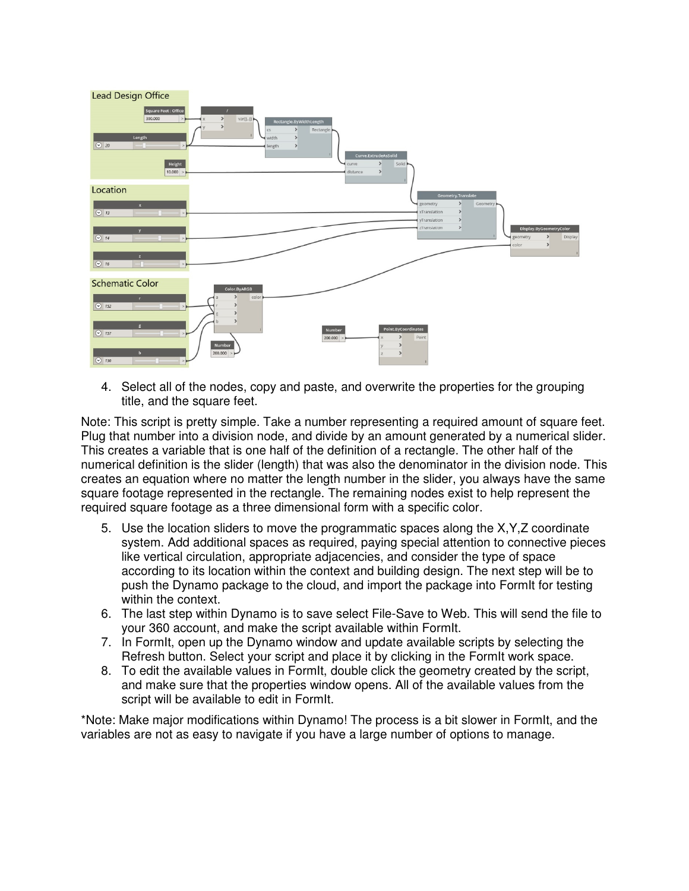4. Select all of the nodes, copy and paste, and overwrite the properties for the grouping title, and the square feet.

Note: This script is pretty simple. Take a number representing a required amount of square feet. Plug that number into a division node, and divide by an amount generated by a numerical slider. This creates a variable that is one half of the definition of a rectangle. The other half of the numerical definition is the slider (length) that was also the denominator in the division node. This creates an equation where no matter the length number in the slider, you always have the same square footage represented in the rectangle. The remaining nodes exist to help represent the required square footage as a three dimensional form with a specific color.

5. Use the location sliders to move the programmatic spaces along the X,Y,Z coordinate system. Add additional spaces as required, paying special attention to connective pieces like vertical circulation, appropriate adjacencies, and consider the type of space according to its location within the context and building design. The next step will be to push the Dynamo package to the cloud, and import the package into FormIt for testing within the context.
6. The last step within Dynamo is to save select File-Save to Web. This will send the file to your 360 account, and make the script available within FormIt.
7. In FormIt, open up the Dynamo window and update available scripts by selecting the Refresh button. Select your script and place it by clicking in the FormIt work space.
8. To edit the available values in FormIt, double click the geometry created by the script, and make sure that the properties window opens. All of the available values from the script will be available to edit in FormIt.

*Note: Make major modifications within Dynamo! The process is a bit slower in FormIt, and the variables are not as easy to navigate if you have a large number of options to manage.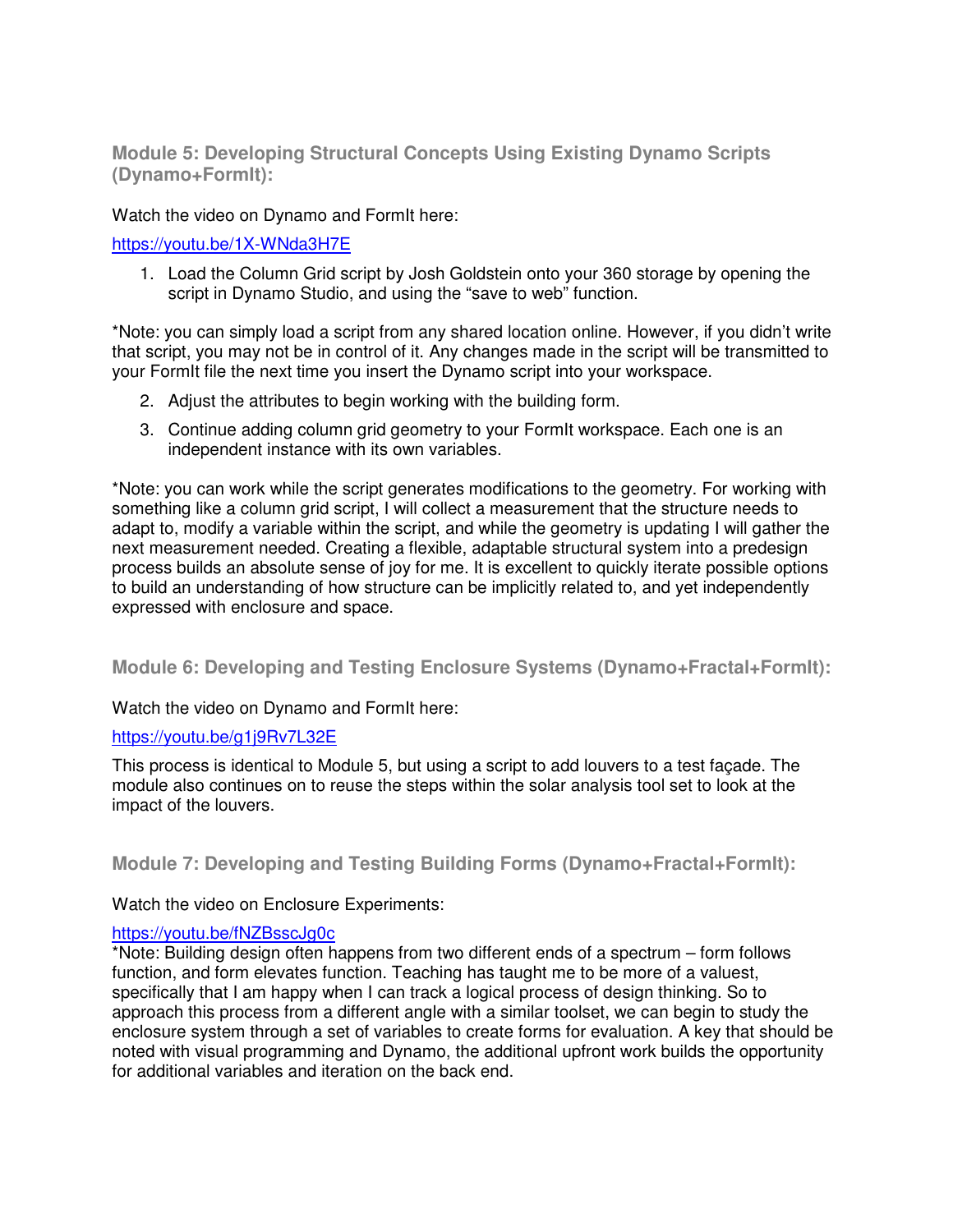### Module 5: Developing Structural Concepts Using Existing Dynamo Scripts (Dynamo+FormIt):

Watch the video on Dynamo and FormIt here:

https://youtu.be/1X-WNda3H7E

1. Load the Column Grid script by Josh Goldstein onto your 360 storage by opening the script in Dynamo Studio, and using the "save to web" function.

*Note: you can simply load a script from any shared location online. However, if you didn't write that script, you may not be in control of it. Any changes made in the script will be transmitted to your FormIt file the next time you insert the Dynamo script into your workspace.

2. Adjust the attributes to begin working with the building form.
3. Continue adding column grid geometry to your FormIt workspace. Each one is an independent instance with its own variables.

*Note: you can work while the script generates modifications to the geometry. For working with something like a column grid script, I will collect a measurement that the structure needs to adapt to, modify a variable within the script, and while the geometry is updating I will gather the next measurement needed. Creating a flexible, adaptable structural system into a predesign process builds an absolute sense of joy for me. It is excellent to quickly iterate possible options to build an understanding of how structure can be implicitly related to, and yet independently expressed with enclosure and space.

### Module 6: Developing and Testing Enclosure Systems (Dynamo+Fractal+FormIt):

Watch the video on Dynamo and FormIt here:

https://youtu.be/g1j9Rv7L32E

This process is identical to Module 5, but using a script to add louvers to a test façade. The module also continues on to reuse the steps within the solar analysis tool set to look at the impact of the louvers.

### Module 7: Developing and Testing Building Forms (Dynamo+Fractal+FormIt):

Watch the video on Enclosure Experiments:

https://youtu.be/fNZBsscJg0c

*Note: Building design often happens from two different ends of a spectrum – form follows function, and form elevates function. Teaching has taught me to be more of a valuest, specifically that I am happy when I can track a logical process of design thinking. So to approach this process from a different angle with a similar toolset, we can begin to study the enclosure system through a set of variables to create forms for evaluation. A key that should be noted with visual programming and Dynamo, the additional upfront work builds the opportunity for additional variables and iteration on the back end.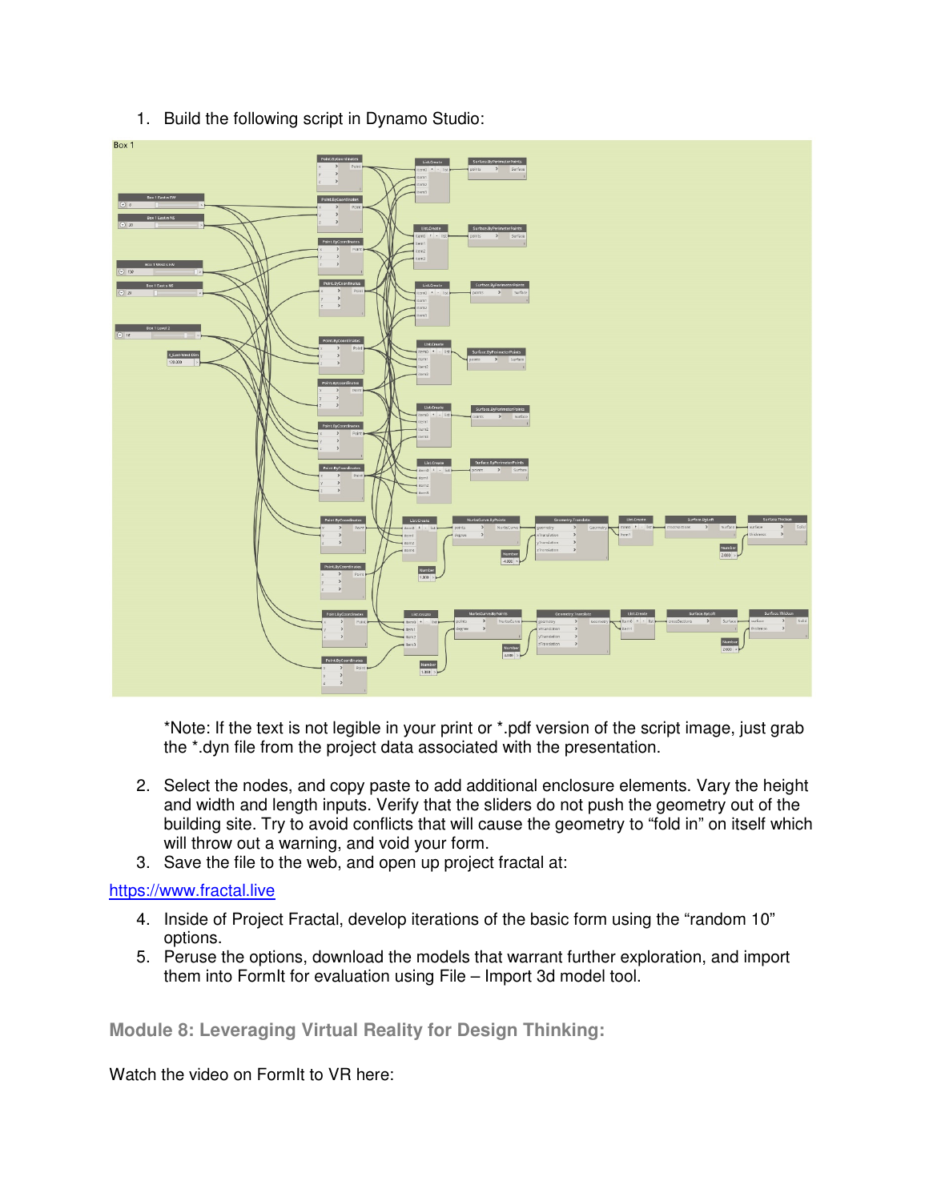1. Build the following script in Dynamo Studio:

*Note: If the text is not legible in your print or *.pdf version of the script image, just grab the *.dyn file from the project data associated with the presentation.

2. Select the nodes, and copy paste to add additional enclosure elements. Vary the height and width and length inputs. Verify that the sliders do not push the geometry out of the building site. Try to avoid conflicts that will cause the geometry to "fold in" on itself which will throw out a warning, and void your form.
3. Save the file to the web, and open up project fractal at:

https://www.fractal.live

4. Inside of Project Fractal, develop iterations of the basic form using the "random 10" options.
5. Peruse the options, download the models that warrant further exploration, and import them into FormIt for evaluation using File – Import 3d model tool.

## Module 8: Leveraging Virtual Reality for Design Thinking:

Watch the video on FormIt to VR here: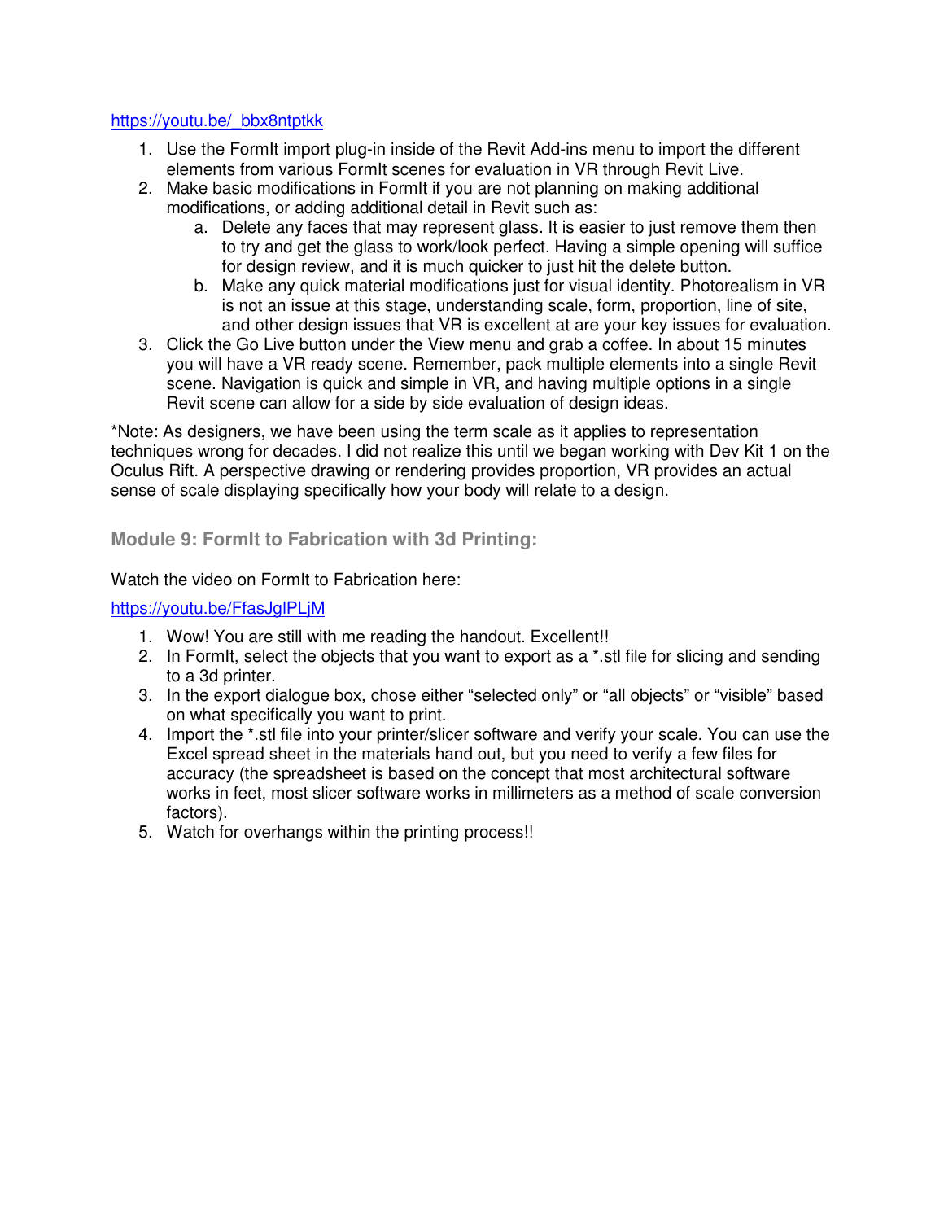https://youtu.be/_bbx8ntptkk

1. Use the FormIt import plug-in inside of the Revit Add-ins menu to import the different elements from various FormIt scenes for evaluation in VR through Revit Live.
2. Make basic modifications in FormIt if you are not planning on making additional modifications, or adding additional detail in Revit such as:
    a. Delete any faces that may represent glass. It is easier to just remove them then to try and get the glass to work/look perfect. Having a simple opening will suffice for design review, and it is much quicker to just hit the delete button.
    b. Make any quick material modifications just for visual identity. Photorealism in VR is not an issue at this stage, understanding scale, form, proportion, line of site, and other design issues that VR is excellent at are your key issues for evaluation.
3. Click the Go Live button under the View menu and grab a coffee. In about 15 minutes you will have a VR ready scene. Remember, pack multiple elements into a single Revit scene. Navigation is quick and simple in VR, and having multiple options in a single Revit scene can allow for a side by side evaluation of design ideas.

*Note: As designers, we have been using the term scale as it applies to representation techniques wrong for decades. I did not realize this until we began working with Dev Kit 1 on the Oculus Rift. A perspective drawing or rendering provides proportion, VR provides an actual sense of scale displaying specifically how your body will relate to a design.

### Module 9: FormIt to Fabrication with 3d Printing:

Watch the video on FormIt to Fabrication here:

https://youtu.be/FfasJglPLjM

1. Wow! You are still with me reading the handout. Excellent!!
2. In FormIt, select the objects that you want to export as a *.stl file for slicing and sending to a 3d printer.
3. In the export dialogue box, chose either “selected only” or “all objects” or “visible” based on what specifically you want to print.
4. Import the *.stl file into your printer/slicer software and verify your scale. You can use the Excel spread sheet in the materials hand out, but you need to verify a few files for accuracy (the spreadsheet is based on the concept that most architectural software works in feet, most slicer software works in millimeters as a method of scale conversion factors).
5. Watch for overhangs within the printing process!!